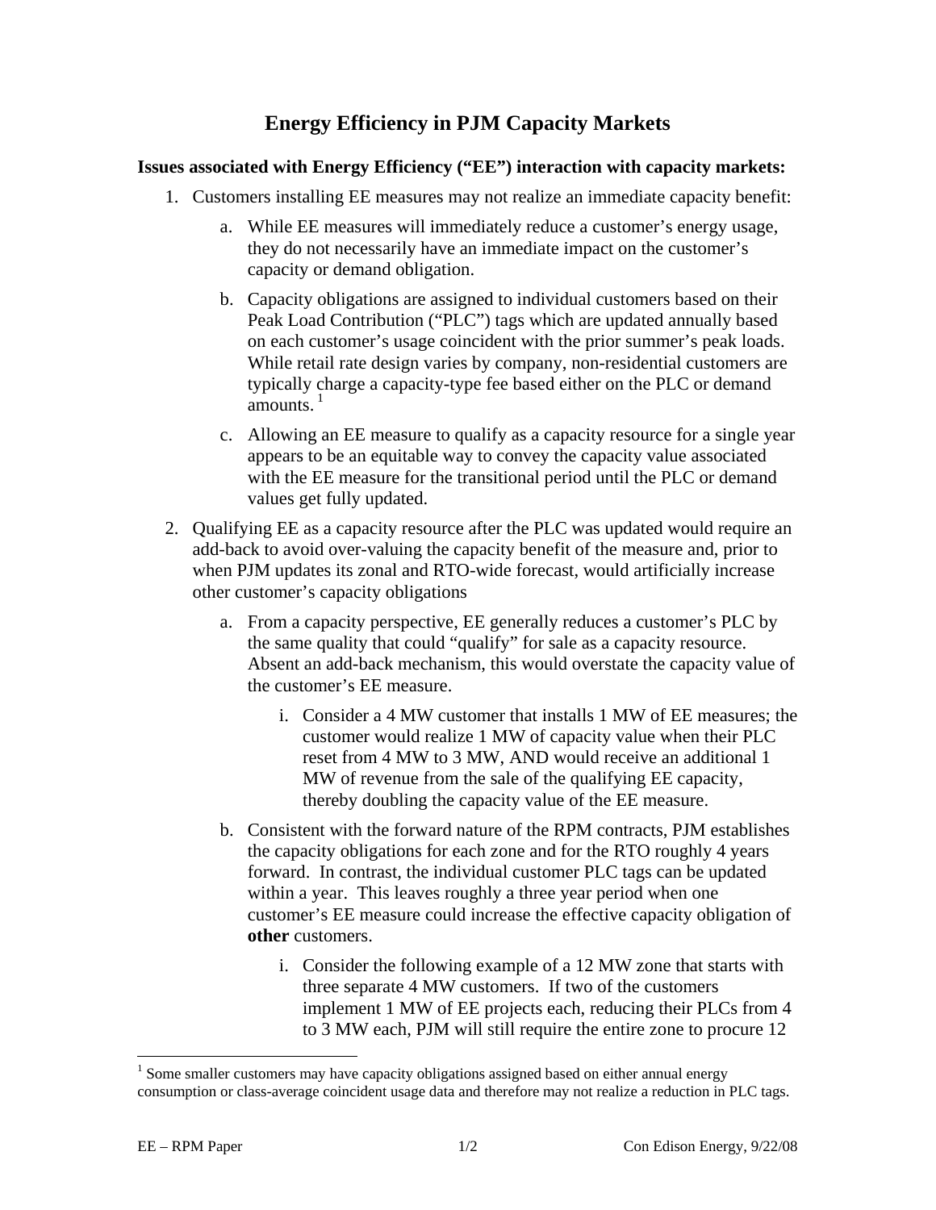# Energy Efficiency in PJM Capacity Markets

**Issues associated with Energy Efficiency ("EE") interaction with capacity markets:**

1. Customers installing EE measures may not realize an immediate capacity benefit:
   a. While EE measures will immediately reduce a customer's energy usage, they do not necessarily have an immediate impact on the customer's capacity or demand obligation.
   b. Capacity obligations are assigned to individual customers based on their Peak Load Contribution ("PLC") tags which are updated annually based on each customer's usage coincident with the prior summer's peak loads. While retail rate design varies by company, non-residential customers are typically charge a capacity-type fee based either on the PLC or demand amounts. [1]
   c. Allowing an EE measure to qualify as a capacity resource for a single year appears to be an equitable way to convey the capacity value associated with the EE measure for the transitional period until the PLC or demand values get fully updated.
2. Qualifying EE as a capacity resource after the PLC was updated would require an add-back to avoid over-valuing the capacity benefit of the measure and, prior to when PJM updates its zonal and RTO-wide forecast, would artificially increase other customer's capacity obligations
   a. From a capacity perspective, EE generally reduces a customer's PLC by the same quality that could "qualify" for sale as a capacity resource. Absent an add-back mechanism, this would overstate the capacity value of the customer's EE measure.
      i. Consider a 4 MW customer that installs 1 MW of EE measures; the customer would realize 1 MW of capacity value when their PLC reset from 4 MW to 3 MW, AND would receive an additional 1 MW of revenue from the sale of the qualifying EE capacity, thereby doubling the capacity value of the EE measure.
   b. Consistent with the forward nature of the RPM contracts, PJM establishes the capacity obligations for each zone and for the RTO roughly 4 years forward. In contrast, the individual customer PLC tags can be updated within a year. This leaves roughly a three year period when one customer's EE measure could increase the effective capacity obligation of **other** customers.
      i. Consider the following example of a 12 MW zone that starts with three separate 4 MW customers. If two of the customers implement 1 MW of EE projects each, reducing their PLCs from 4 to 3 MW each, PJM will still require the entire zone to procure 12

[1] Some smaller customers may have capacity obligations assigned based on either annual energy consumption or class-average coincident usage data and therefore may not realize a reduction in PLC tags.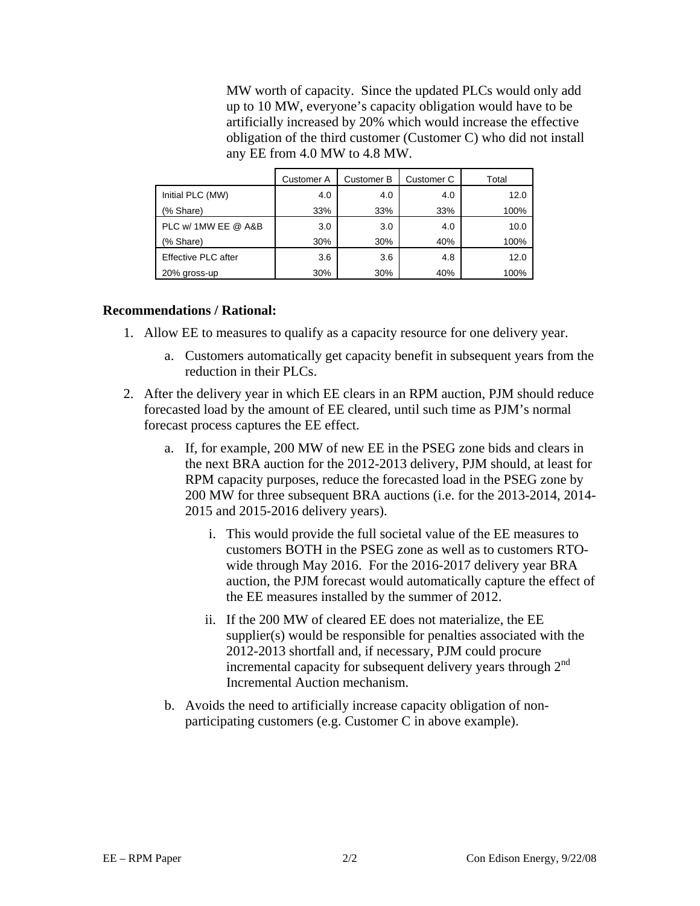MW worth of capacity. Since the updated PLCs would only add up to 10 MW, everyone's capacity obligation would have to be artificially increased by 20% which would increase the effective obligation of the third customer (Customer C) who did not install any EE from 4.0 MW to 4.8 MW.

| | Customer A | Customer B | Customer C | Total |
|---|---|---|---|---|
| Initial PLC (MW) | 4.0 | 4.0 | 4.0 | 12.0 |
| (% Share) | 33% | 33% | 33% | 100% |
| PLC w/ 1MW EE @ A&B | 3.0 | 3.0 | 4.0 | 10.0 |
| (% Share) | 30% | 30% | 40% | 100% |
| Effective PLC after | 3.6 | 3.6 | 4.8 | 12.0 |
| 20% gross-up | 30% | 30% | 40% | 100% |

**Recommendations / Rational:**

1. Allow EE to measures to qualify as a capacity resource for one delivery year.
   a. Customers automatically get capacity benefit in subsequent years from the reduction in their PLCs.
2. After the delivery year in which EE clears in an RPM auction, PJM should reduce forecasted load by the amount of EE cleared, until such time as PJM's normal forecast process captures the EE effect.
   a. If, for example, 200 MW of new EE in the PSEG zone bids and clears in the next BRA auction for the 2012-2013 delivery, PJM should, at least for RPM capacity purposes, reduce the forecasted load in the PSEG zone by 200 MW for three subsequent BRA auctions (i.e. for the 2013-2014, 2014-2015 and 2015-2016 delivery years).
      i. This would provide the full societal value of the EE measures to customers BOTH in the PSEG zone as well as to customers RTO-wide through May 2016. For the 2016-2017 delivery year BRA auction, the PJM forecast would automatically capture the effect of the EE measures installed by the summer of 2012.
      ii. If the 200 MW of cleared EE does not materialize, the EE supplier(s) would be responsible for penalties associated with the 2012-2013 shortfall and, if necessary, PJM could procure incremental capacity for subsequent delivery years through 2nd Incremental Auction mechanism.
   b. Avoids the need to artificially increase capacity obligation of non-participating customers (e.g. Customer C in above example).